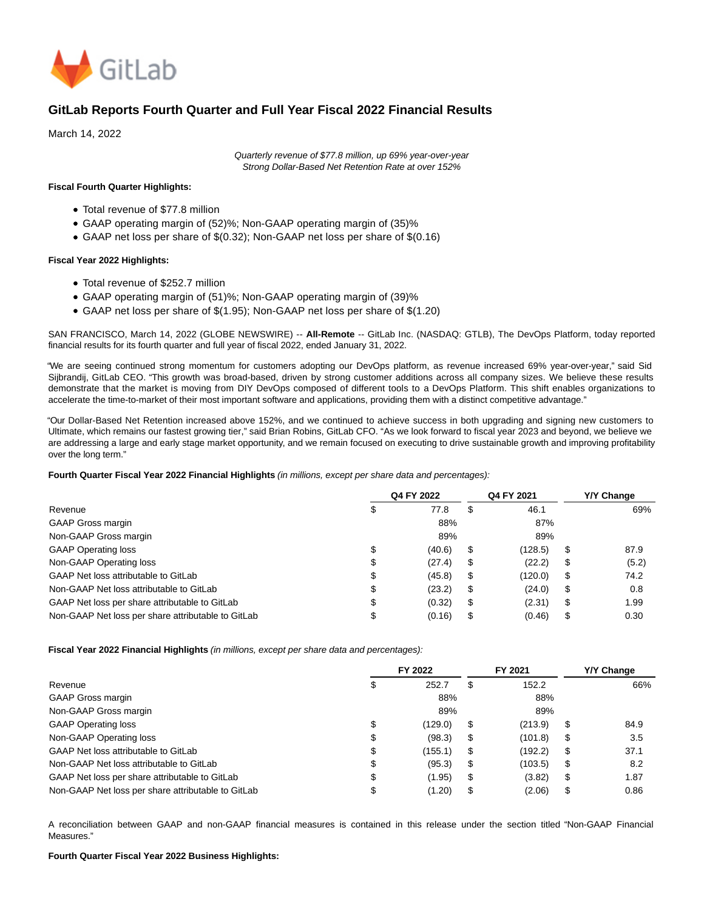# GitLab Reports Fourth Quarter and Full Year Fiscal 2022 Financial Results

March 14, 2022

*Quarterly revenue of $77.8 million, up 69% year-over-year*
*Strong Dollar-Based Net Retention Rate at over 152%*

**Fiscal Fourth Quarter Highlights:**

- Total revenue of $77.8 million
- GAAP operating margin of (52)%; Non-GAAP operating margin of (35)%
- GAAP net loss per share of $(0.32); Non-GAAP net loss per share of $(0.16)

**Fiscal Year 2022 Highlights:**

- Total revenue of $252.7 million
- GAAP operating margin of (51)%; Non-GAAP operating margin of (39)%
- GAAP net loss per share of $(1.95); Non-GAAP net loss per share of $(1.20)

SAN FRANCISCO, March 14, 2022 (GLOBE NEWSWIRE) -- **All-Remote** -- GitLab Inc. (NASDAQ: GTLB), The DevOps Platform, today reported financial results for its fourth quarter and full year of fiscal 2022, ended January 31, 2022.

"We are seeing continued strong momentum for customers adopting our DevOps platform, as revenue increased 69% year-over-year," said Sid Sijbrandij, GitLab CEO. "This growth was broad-based, driven by strong customer additions across all company sizes. We believe these results demonstrate that the market is moving from DIY DevOps composed of different tools to a DevOps Platform. This shift enables organizations to accelerate the time-to-market of their most important software and applications, providing them with a distinct competitive advantage."

"Our Dollar-Based Net Retention increased above 152%, and we continued to achieve success in both upgrading and signing new customers to Ultimate, which remains our fastest growing tier," said Brian Robins, GitLab CFO. "As we look forward to fiscal year 2023 and beyond, we believe we are addressing a large and early stage market opportunity, and we remain focused on executing to drive sustainable growth and improving profitability over the long term."

**Fourth Quarter Fiscal Year 2022 Financial Highlights** *(in millions, except per share data and percentages):*

| | Q4 FY 2022 | Q4 FY 2021 | Y/Y Change |
|---|---|---|---|
| Revenue | $ 77.8 | $ 46.1 | 69% |
| GAAP Gross margin | 88% | 87% | |
| Non-GAAP Gross margin | 89% | 89% | |
| GAAP Operating loss | $ (40.6) | $ (128.5) | $ 87.9 |
| Non-GAAP Operating loss | $ (27.4) | $ (22.2) | $ (5.2) |
| GAAP Net loss attributable to GitLab | $ (45.8) | $ (120.0) | $ 74.2 |
| Non-GAAP Net loss attributable to GitLab | $ (23.2) | $ (24.0) | $ 0.8 |
| GAAP Net loss per share attributable to GitLab | $ (0.32) | $ (2.31) | $ 1.99 |
| Non-GAAP Net loss per share attributable to GitLab | $ (0.16) | $ (0.46) | $ 0.30 |

**Fiscal Year 2022 Financial Highlights** *(in millions, except per share data and percentages):*

| | FY 2022 | FY 2021 | Y/Y Change |
|---|---|---|---|
| Revenue | $ 252.7 | $ 152.2 | 66% |
| GAAP Gross margin | 88% | 88% | |
| Non-GAAP Gross margin | 89% | 89% | |
| GAAP Operating loss | $ (129.0) | $ (213.9) | $ 84.9 |
| Non-GAAP Operating loss | $ (98.3) | $ (101.8) | $ 3.5 |
| GAAP Net loss attributable to GitLab | $ (155.1) | $ (192.2) | $ 37.1 |
| Non-GAAP Net loss attributable to GitLab | $ (95.3) | $ (103.5) | $ 8.2 |
| GAAP Net loss per share attributable to GitLab | $ (1.95) | $ (3.82) | $ 1.87 |
| Non-GAAP Net loss per share attributable to GitLab | $ (1.20) | $ (2.06) | $ 0.86 |

A reconciliation between GAAP and non-GAAP financial measures is contained in this release under the section titled "Non-GAAP Financial Measures."

**Fourth Quarter Fiscal Year 2022 Business Highlights:**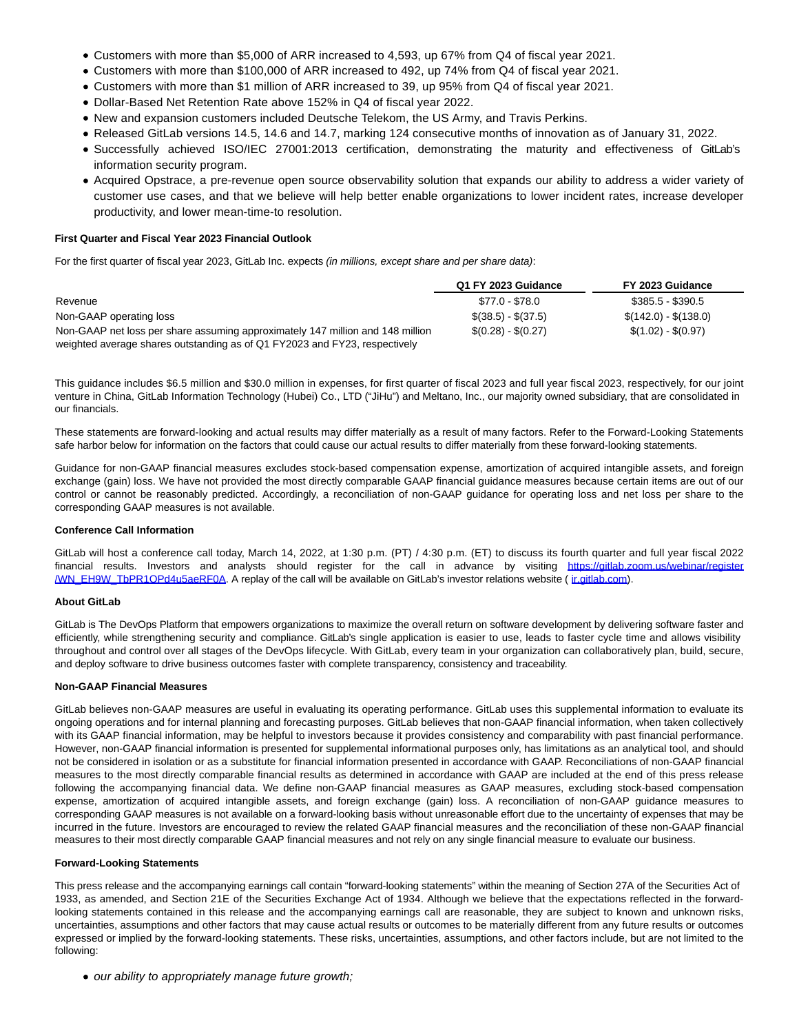- Customers with more than $5,000 of ARR increased to 4,593, up 67% from Q4 of fiscal year 2021.
- Customers with more than $100,000 of ARR increased to 492, up 74% from Q4 of fiscal year 2021.
- Customers with more than $1 million of ARR increased to 39, up 95% from Q4 of fiscal year 2021.
- Dollar-Based Net Retention Rate above 152% in Q4 of fiscal year 2022.
- New and expansion customers included Deutsche Telekom, the US Army, and Travis Perkins.
- Released GitLab versions 14.5, 14.6 and 14.7, marking 124 consecutive months of innovation as of January 31, 2022.
- Successfully achieved ISO/IEC 27001:2013 certification, demonstrating the maturity and effectiveness of GitLab's information security program.
- Acquired Opstrace, a pre-revenue open source observability solution that expands our ability to address a wider variety of customer use cases, and that we believe will help better enable organizations to lower incident rates, increase developer productivity, and lower mean-time-to resolution.

**First Quarter and Fiscal Year 2023 Financial Outlook**

For the first quarter of fiscal year 2023, GitLab Inc. expects *(in millions, except share and per share data)*:

| | Q1 FY 2023 Guidance | FY 2023 Guidance |
|---|---|---|
| Revenue | $77.0 - $78.0 | $385.5 - $390.5 |
| Non-GAAP operating loss | $(38.5) - $(37.5) | $(142.0) - $(138.0) |
| Non-GAAP net loss per share assuming approximately 147 million and 148 million weighted average shares outstanding as of Q1 FY2023 and FY23, respectively | $(0.28) - $(0.27) | $(1.02) - $(0.97) |

This guidance includes $6.5 million and $30.0 million in expenses, for first quarter of fiscal 2023 and full year fiscal 2023, respectively, for our joint venture in China, GitLab Information Technology (Hubei) Co., LTD ("JiHu") and Meltano, Inc., our majority owned subsidiary, that are consolidated in our financials.

These statements are forward-looking and actual results may differ materially as a result of many factors. Refer to the Forward-Looking Statements safe harbor below for information on the factors that could cause our actual results to differ materially from these forward-looking statements.

Guidance for non-GAAP financial measures excludes stock-based compensation expense, amortization of acquired intangible assets, and foreign exchange (gain) loss. We have not provided the most directly comparable GAAP financial guidance measures because certain items are out of our control or cannot be reasonably predicted. Accordingly, a reconciliation of non-GAAP guidance for operating loss and net loss per share to the corresponding GAAP measures is not available.

**Conference Call Information**

GitLab will host a conference call today, March 14, 2022, at 1:30 p.m. (PT) / 4:30 p.m. (ET) to discuss its fourth quarter and full year fiscal 2022 financial results. Investors and analysts should register for the call in advance by visiting https://gitlab.zoom.us/webinar/register/WN_EH9W_TbPR1OPd4u5aeRF0A. A replay of the call will be available on GitLab's investor relations website ( ir.gitlab.com).

**About GitLab**

GitLab is The DevOps Platform that empowers organizations to maximize the overall return on software development by delivering software faster and efficiently, while strengthening security and compliance. GitLab's single application is easier to use, leads to faster cycle time and allows visibility throughout and control over all stages of the DevOps lifecycle. With GitLab, every team in your organization can collaboratively plan, build, secure, and deploy software to drive business outcomes faster with complete transparency, consistency and traceability.

**Non-GAAP Financial Measures**

GitLab believes non-GAAP measures are useful in evaluating its operating performance. GitLab uses this supplemental information to evaluate its ongoing operations and for internal planning and forecasting purposes. GitLab believes that non-GAAP financial information, when taken collectively with its GAAP financial information, may be helpful to investors because it provides consistency and comparability with past financial performance. However, non-GAAP financial information is presented for supplemental informational purposes only, has limitations as an analytical tool, and should not be considered in isolation or as a substitute for financial information presented in accordance with GAAP. Reconciliations of non-GAAP financial measures to the most directly comparable financial results as determined in accordance with GAAP are included at the end of this press release following the accompanying financial data. We define non-GAAP financial measures as GAAP measures, excluding stock-based compensation expense, amortization of acquired intangible assets, and foreign exchange (gain) loss. A reconciliation of non-GAAP guidance measures to corresponding GAAP measures is not available on a forward-looking basis without unreasonable effort due to the uncertainty of expenses that may be incurred in the future. Investors are encouraged to review the related GAAP financial measures and the reconciliation of these non-GAAP financial measures to their most directly comparable GAAP financial measures and not rely on any single financial measure to evaluate our business.

**Forward-Looking Statements**

This press release and the accompanying earnings call contain "forward-looking statements" within the meaning of Section 27A of the Securities Act of 1933, as amended, and Section 21E of the Securities Exchange Act of 1934. Although we believe that the expectations reflected in the forward-looking statements contained in this release and the accompanying earnings call are reasonable, they are subject to known and unknown risks, uncertainties, assumptions and other factors that may cause actual results or outcomes to be materially different from any future results or outcomes expressed or implied by the forward-looking statements. These risks, uncertainties, assumptions, and other factors include, but are not limited to the following:

- *our ability to appropriately manage future growth;*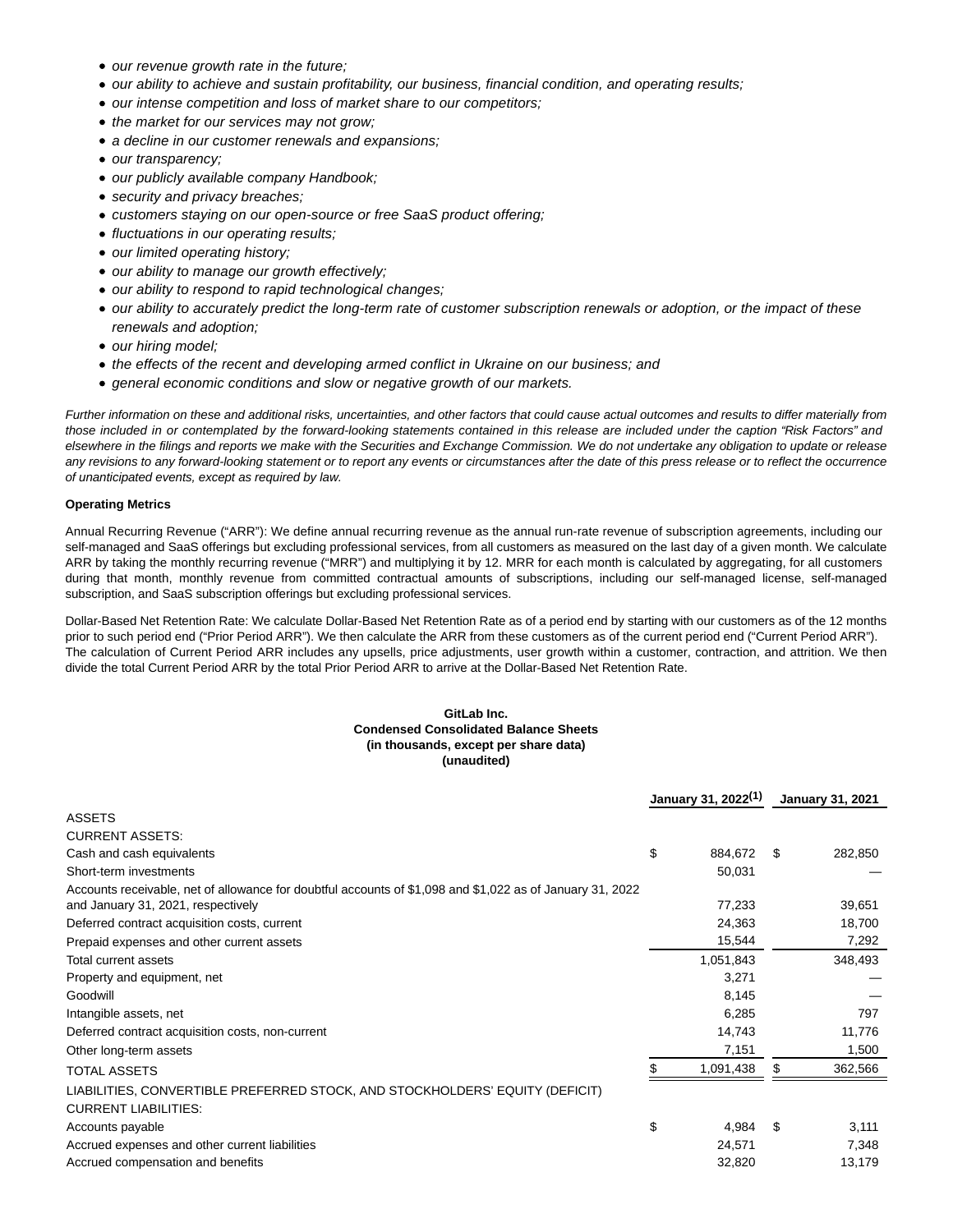- *our revenue growth rate in the future;*
- *our ability to achieve and sustain profitability, our business, financial condition, and operating results;*
- *our intense competition and loss of market share to our competitors;*
- *the market for our services may not grow;*
- *a decline in our customer renewals and expansions;*
- *our transparency;*
- *our publicly available company Handbook;*
- *security and privacy breaches;*
- *customers staying on our open-source or free SaaS product offering;*
- *fluctuations in our operating results;*
- *our limited operating history;*
- *our ability to manage our growth effectively;*
- *our ability to respond to rapid technological changes;*
- *our ability to accurately predict the long-term rate of customer subscription renewals or adoption, or the impact of these renewals and adoption;*
- *our hiring model;*
- *the effects of the recent and developing armed conflict in Ukraine on our business; and*
- *general economic conditions and slow or negative growth of our markets.*

*Further information on these and additional risks, uncertainties, and other factors that could cause actual outcomes and results to differ materially from those included in or contemplated by the forward-looking statements contained in this release are included under the caption "Risk Factors" and elsewhere in the filings and reports we make with the Securities and Exchange Commission. We do not undertake any obligation to update or release any revisions to any forward-looking statement or to report any events or circumstances after the date of this press release or to reflect the occurrence of unanticipated events, except as required by law.*

**Operating Metrics**

Annual Recurring Revenue ("ARR"): We define annual recurring revenue as the annual run-rate revenue of subscription agreements, including our self-managed and SaaS offerings but excluding professional services, from all customers as measured on the last day of a given month. We calculate ARR by taking the monthly recurring revenue ("MRR") and multiplying it by 12. MRR for each month is calculated by aggregating, for all customers during that month, monthly revenue from committed contractual amounts of subscriptions, including our self-managed license, self-managed subscription, and SaaS subscription offerings but excluding professional services.

Dollar-Based Net Retention Rate: We calculate Dollar-Based Net Retention Rate as of a period end by starting with our customers as of the 12 months prior to such period end ("Prior Period ARR"). We then calculate the ARR from these customers as of the current period end ("Current Period ARR"). The calculation of Current Period ARR includes any upsells, price adjustments, user growth within a customer, contraction, and attrition. We then divide the total Current Period ARR by the total Prior Period ARR to arrive at the Dollar-Based Net Retention Rate.

**GitLab Inc.**
**Condensed Consolidated Balance Sheets**
**(in thousands, except per share data)**
**(unaudited)**

| | January 31, 2022[(1)] | January 31, 2021 |
|---|---|---|
| ASSETS | | |
| CURRENT ASSETS: | | |
| Cash and cash equivalents | $ 884,672 | $ 282,850 |
| Short-term investments | 50,031 | — |
| Accounts receivable, net of allowance for doubtful accounts of $1,098 and $1,022 as of January 31, 2022 and January 31, 2021, respectively | 77,233 | 39,651 |
| Deferred contract acquisition costs, current | 24,363 | 18,700 |
| Prepaid expenses and other current assets | 15,544 | 7,292 |
| Total current assets | 1,051,843 | 348,493 |
| Property and equipment, net | 3,271 | — |
| Goodwill | 8,145 | — |
| Intangible assets, net | 6,285 | 797 |
| Deferred contract acquisition costs, non-current | 14,743 | 11,776 |
| Other long-term assets | 7,151 | 1,500 |
| TOTAL ASSETS | $ 1,091,438 | $ 362,566 |
| LIABILITIES, CONVERTIBLE PREFERRED STOCK, AND STOCKHOLDERS' EQUITY (DEFICIT) | | |
| CURRENT LIABILITIES: | | |
| Accounts payable | $ 4,984 | $ 3,111 |
| Accrued expenses and other current liabilities | 24,571 | 7,348 |
| Accrued compensation and benefits | 32,820 | 13,179 |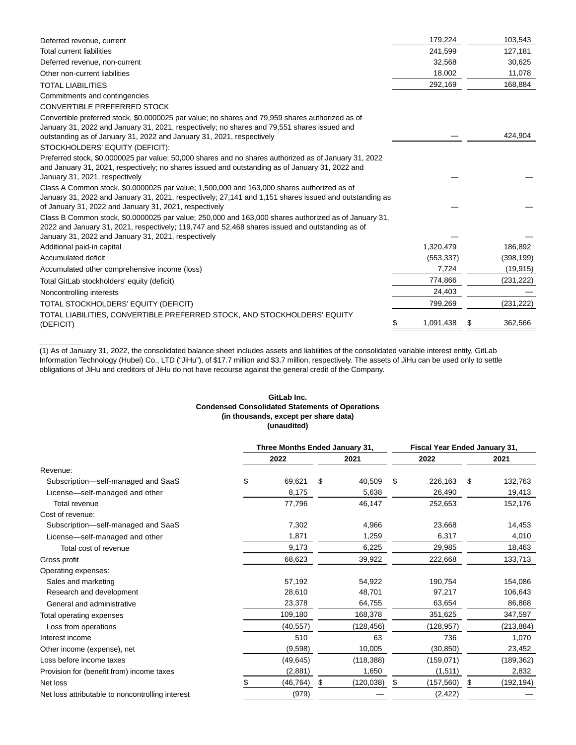| | | |
|---|---|---|
| Deferred revenue, current | 179,224 | 103,543 |
| Total current liabilities | 241,599 | 127,181 |
| Deferred revenue, non-current | 32,568 | 30,625 |
| Other non-current liabilities | 18,002 | 11,078 |
| TOTAL LIABILITIES | 292,169 | 168,884 |
| Commitments and contingencies | | |
| CONVERTIBLE PREFERRED STOCK | | |
| Convertible preferred stock, $0.0000025 par value; no shares and 79,959 shares authorized as of January 31, 2022 and January 31, 2021, respectively; no shares and 79,551 shares issued and outstanding as of January 31, 2022 and January 31, 2021, respectively | — | 424,904 |
| STOCKHOLDERS' EQUITY (DEFICIT): | | |
| Preferred stock, $0.0000025 par value; 50,000 shares and no shares authorized as of January 31, 2022 and January 31, 2021, respectively; no shares issued and outstanding as of January 31, 2022 and January 31, 2021, respectively | — | — |
| Class A Common stock, $0.0000025 par value; 1,500,000 and 163,000 shares authorized as of January 31, 2022 and January 31, 2021, respectively; 27,141 and 1,151 shares issued and outstanding as of January 31, 2022 and January 31, 2021, respectively | — | — |
| Class B Common stock, $0.0000025 par value; 250,000 and 163,000 shares authorized as of January 31, 2022 and January 31, 2021, respectively; 119,747 and 52,468 shares issued and outstanding as of January 31, 2022 and January 31, 2021, respectively | — | — |
| Additional paid-in capital | 1,320,479 | 186,892 |
| Accumulated deficit | (553,337) | (398,199) |
| Accumulated other comprehensive income (loss) | 7,724 | (19,915) |
| Total GitLab stockholders' equity (deficit) | 774,866 | (231,222) |
| Noncontrolling interests | 24,403 | — |
| TOTAL STOCKHOLDERS' EQUITY (DEFICIT) | 799,269 | (231,222) |
| TOTAL LIABILITIES, CONVERTIBLE PREFERRED STOCK, AND STOCKHOLDERS' EQUITY (DEFICIT) | $ 1,091,438 | $ 362,566 |

(1) As of January 31, 2022, the consolidated balance sheet includes assets and liabilities of the consolidated variable interest entity, GitLab Information Technology (Hubei) Co., LTD ("JiHu"), of $17.7 million and $3.7 million, respectively. The assets of JiHu can be used only to settle obligations of JiHu and creditors of JiHu do not have recourse against the general credit of the Company.

**GitLab Inc.**
**Condensed Consolidated Statements of Operations**
**(in thousands, except per share data)**
**(unaudited)**

| | Three Months Ended January 31, | | Fiscal Year Ended January 31, | |
|---|---|---|---|---|
| | 2022 | 2021 | 2022 | 2021 |
| Revenue: | | | | |
| Subscription—self-managed and SaaS | $ 69,621 | $ 40,509 | $ 226,163 | $ 132,763 |
| License—self-managed and other | 8,175 | 5,638 | 26,490 | 19,413 |
| Total revenue | 77,796 | 46,147 | 252,653 | 152,176 |
| Cost of revenue: | | | | |
| Subscription—self-managed and SaaS | 7,302 | 4,966 | 23,668 | 14,453 |
| License—self-managed and other | 1,871 | 1,259 | 6,317 | 4,010 |
| Total cost of revenue | 9,173 | 6,225 | 29,985 | 18,463 |
| Gross profit | 68,623 | 39,922 | 222,668 | 133,713 |
| Operating expenses: | | | | |
| Sales and marketing | 57,192 | 54,922 | 190,754 | 154,086 |
| Research and development | 28,610 | 48,701 | 97,217 | 106,643 |
| General and administrative | 23,378 | 64,755 | 63,654 | 86,868 |
| Total operating expenses | 109,180 | 168,378 | 351,625 | 347,597 |
| Loss from operations | (40,557) | (128,456) | (128,957) | (213,884) |
| Interest income | 510 | 63 | 736 | 1,070 |
| Other income (expense), net | (9,598) | 10,005 | (30,850) | 23,452 |
| Loss before income taxes | (49,645) | (118,388) | (159,071) | (189,362) |
| Provision for (benefit from) income taxes | (2,881) | 1,650 | (1,511) | 2,832 |
| Net loss | $ (46,764) | $ (120,038) | $ (157,560) | $ (192,194) |
| Net loss attributable to noncontrolling interest | (979) | — | (2,422) | — |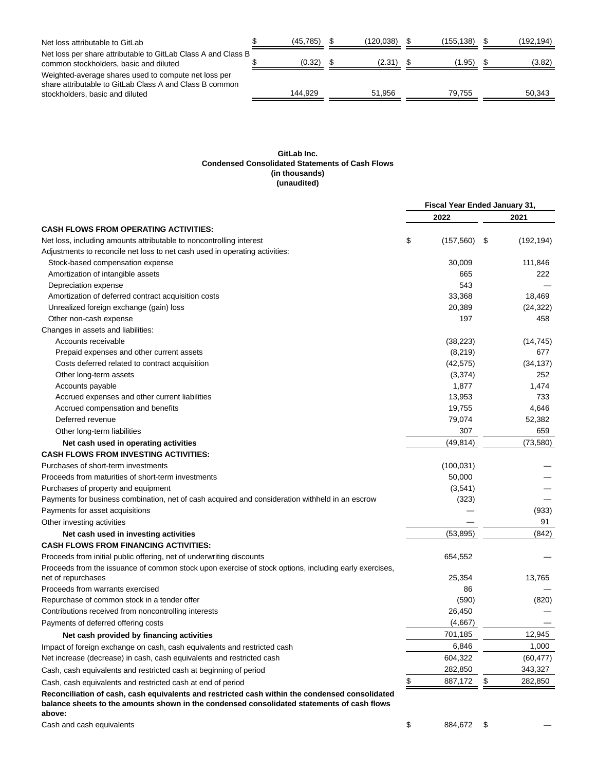| | | | | |
|---|---|---|---|---|
| Net loss attributable to GitLab | $ (45,785) | $ (120,038) | $ (155,138) | $ (192,194) |
| Net loss per share attributable to GitLab Class A and Class B common stockholders, basic and diluted | $ (0.32) | $ (2.31) | $ (1.95) | $ (3.82) |
| Weighted-average shares used to compute net loss per share attributable to GitLab Class A and Class B common stockholders, basic and diluted | 144,929 | 51,956 | 79,755 | 50,343 |

**GitLab Inc.**
**Condensed Consolidated Statements of Cash Flows**
**(in thousands)**
**(unaudited)**

| | Fiscal Year Ended January 31, | |
|---|---|---|
| | **2022** | **2021** |
| **CASH FLOWS FROM OPERATING ACTIVITIES:** | | |
| Net loss, including amounts attributable to noncontrolling interest | $ (157,560) | $ (192,194) |
| Adjustments to reconcile net loss to net cash used in operating activities: | | |
| Stock-based compensation expense | 30,009 | 111,846 |
| Amortization of intangible assets | 665 | 222 |
| Depreciation expense | 543 | — |
| Amortization of deferred contract acquisition costs | 33,368 | 18,469 |
| Unrealized foreign exchange (gain) loss | 20,389 | (24,322) |
| Other non-cash expense | 197 | 458 |
| Changes in assets and liabilities: | | |
| Accounts receivable | (38,223) | (14,745) |
| Prepaid expenses and other current assets | (8,219) | 677 |
| Costs deferred related to contract acquisition | (42,575) | (34,137) |
| Other long-term assets | (3,374) | 252 |
| Accounts payable | 1,877 | 1,474 |
| Accrued expenses and other current liabilities | 13,953 | 733 |
| Accrued compensation and benefits | 19,755 | 4,646 |
| Deferred revenue | 79,074 | 52,382 |
| Other long-term liabilities | 307 | 659 |
| **Net cash used in operating activities** | (49,814) | (73,580) |
| **CASH FLOWS FROM INVESTING ACTIVITIES:** | | |
| Purchases of short-term investments | (100,031) | — |
| Proceeds from maturities of short-term investments | 50,000 | — |
| Purchases of property and equipment | (3,541) | — |
| Payments for business combination, net of cash acquired and consideration withheld in an escrow | (323) | — |
| Payments for asset acquisitions | — | (933) |
| Other investing activities | — | 91 |
| **Net cash used in investing activities** | (53,895) | (842) |
| **CASH FLOWS FROM FINANCING ACTIVITIES:** | | |
| Proceeds from initial public offering, net of underwriting discounts | 654,552 | — |
| Proceeds from the issuance of common stock upon exercise of stock options, including early exercises, net of repurchases | 25,354 | 13,765 |
| Proceeds from warrants exercised | 86 | — |
| Repurchase of common stock in a tender offer | (590) | (820) |
| Contributions received from noncontrolling interests | 26,450 | — |
| Payments of deferred offering costs | (4,667) | — |
| **Net cash provided by financing activities** | 701,185 | 12,945 |
| Impact of foreign exchange on cash, cash equivalents and restricted cash | 6,846 | 1,000 |
| Net increase (decrease) in cash, cash equivalents and restricted cash | 604,322 | (60,477) |
| Cash, cash equivalents and restricted cash at beginning of period | 282,850 | 343,327 |
| Cash, cash equivalents and restricted cash at end of period | $ 887,172 | $ 282,850 |
| **Reconciliation of cash, cash equivalents and restricted cash within the condensed consolidated balance sheets to the amounts shown in the condensed consolidated statements of cash flows above:** | | |
| Cash and cash equivalents | $ 884,672 | $ — |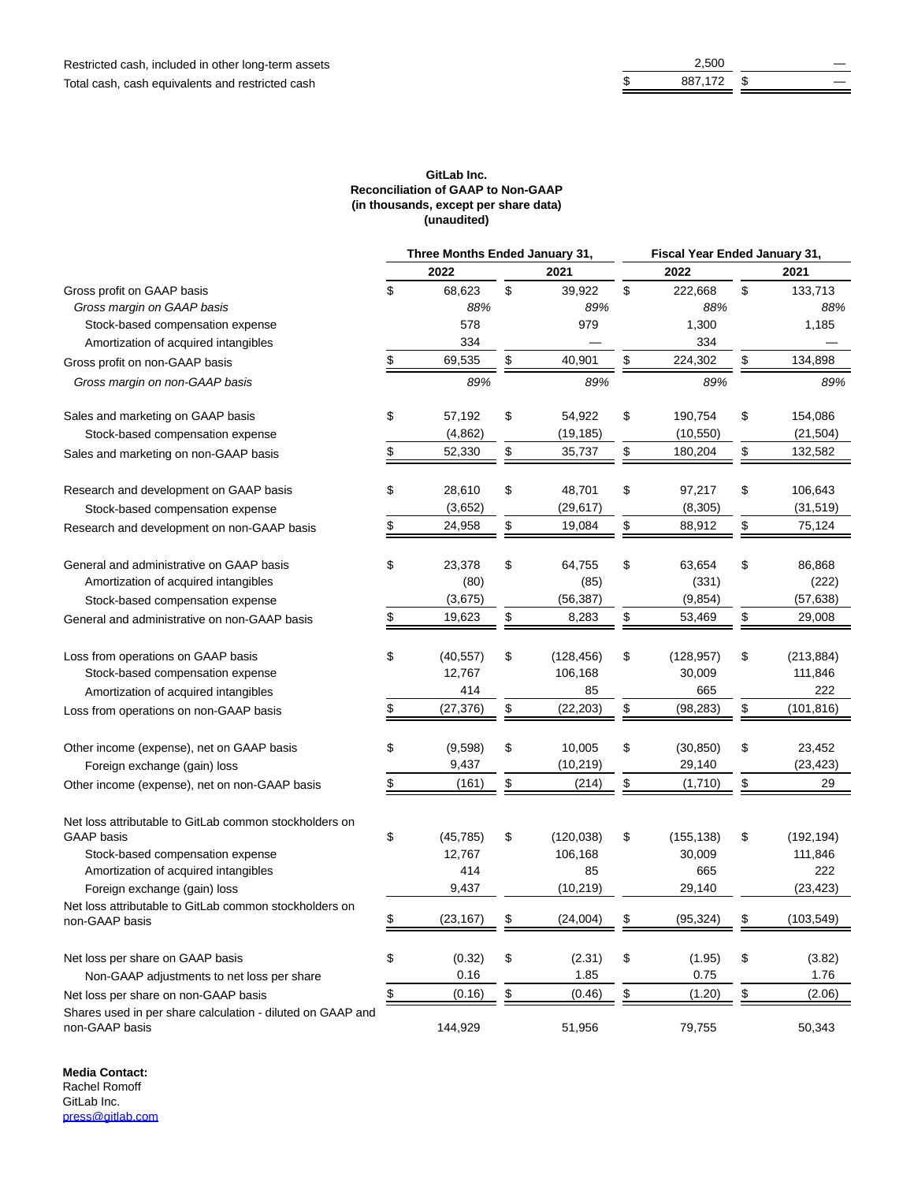| | | |
|---|---|---|
| Restricted cash, included in other long-term assets | 2,500 | — |
| Total cash, cash equivalents and restricted cash | $ 887,172 | $ — |

**GitLab Inc.**
**Reconciliation of GAAP to Non-GAAP**
**(in thousands, except per share data)**
**(unaudited)**

| | Three Months Ended January 31, | | Fiscal Year Ended January 31, | |
|---|---|---|---|---|
| | 2022 | 2021 | 2022 | 2021 |
| Gross profit on GAAP basis | $ 68,623 | $ 39,922 | $ 222,668 | $ 133,713 |
| *Gross margin on GAAP basis* | *88%* | *89%* | *88%* | *88%* |
| Stock-based compensation expense | 578 | 979 | 1,300 | 1,185 |
| Amortization of acquired intangibles | 334 | — | 334 | — |
| Gross profit on non-GAAP basis | $ 69,535 | $ 40,901 | $ 224,302 | $ 134,898 |
| *Gross margin on non-GAAP basis* | *89%* | *89%* | *89%* | *89%* |
| | | | | |
| Sales and marketing on GAAP basis | $ 57,192 | $ 54,922 | $ 190,754 | $ 154,086 |
| Stock-based compensation expense | (4,862) | (19,185) | (10,550) | (21,504) |
| Sales and marketing on non-GAAP basis | $ 52,330 | $ 35,737 | $ 180,204 | $ 132,582 |
| | | | | |
| Research and development on GAAP basis | $ 28,610 | $ 48,701 | $ 97,217 | $ 106,643 |
| Stock-based compensation expense | (3,652) | (29,617) | (8,305) | (31,519) |
| Research and development on non-GAAP basis | $ 24,958 | $ 19,084 | $ 88,912 | $ 75,124 |
| | | | | |
| General and administrative on GAAP basis | $ 23,378 | $ 64,755 | $ 63,654 | $ 86,868 |
| Amortization of acquired intangibles | (80) | (85) | (331) | (222) |
| Stock-based compensation expense | (3,675) | (56,387) | (9,854) | (57,638) |
| General and administrative on non-GAAP basis | $ 19,623 | $ 8,283 | $ 53,469 | $ 29,008 |
| | | | | |
| Loss from operations on GAAP basis | $ (40,557) | $ (128,456) | $ (128,957) | $ (213,884) |
| Stock-based compensation expense | 12,767 | 106,168 | 30,009 | 111,846 |
| Amortization of acquired intangibles | 414 | 85 | 665 | 222 |
| Loss from operations on non-GAAP basis | $ (27,376) | $ (22,203) | $ (98,283) | $ (101,816) |
| | | | | |
| Other income (expense), net on GAAP basis | $ (9,598) | $ 10,005 | $ (30,850) | $ 23,452 |
| Foreign exchange (gain) loss | 9,437 | (10,219) | 29,140 | (23,423) |
| Other income (expense), net on non-GAAP basis | $ (161) | $ (214) | $ (1,710) | $ 29 |
| | | | | |
| Net loss attributable to GitLab common stockholders on GAAP basis | $ (45,785) | $ (120,038) | $ (155,138) | $ (192,194) |
| Stock-based compensation expense | 12,767 | 106,168 | 30,009 | 111,846 |
| Amortization of acquired intangibles | 414 | 85 | 665 | 222 |
| Foreign exchange (gain) loss | 9,437 | (10,219) | 29,140 | (23,423) |
| Net loss attributable to GitLab common stockholders on non-GAAP basis | $ (23,167) | $ (24,004) | $ (95,324) | $ (103,549) |
| | | | | |
| Net loss per share on GAAP basis | $ (0.32) | $ (2.31) | $ (1.95) | $ (3.82) |
| Non-GAAP adjustments to net loss per share | 0.16 | 1.85 | 0.75 | 1.76 |
| Net loss per share on non-GAAP basis | $ (0.16) | $ (0.46) | $ (1.20) | $ (2.06) |
| Shares used in per share calculation - diluted on GAAP and non-GAAP basis | 144,929 | 51,956 | 79,755 | 50,343 |

**Media Contact:**
Rachel Romoff
GitLab Inc.
press@gitlab.com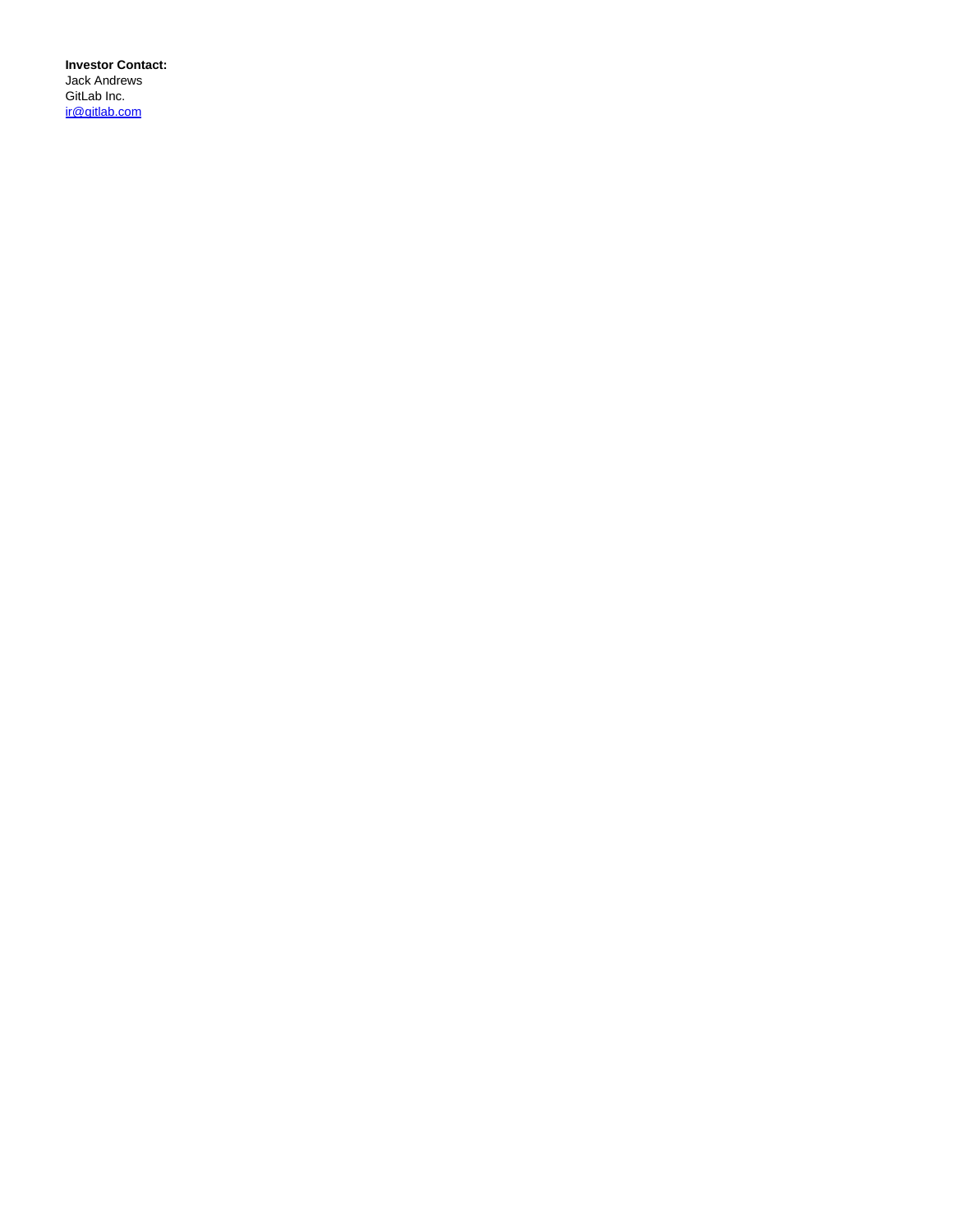**Investor Contact:**
Jack Andrews
GitLab Inc.
ir@gitlab.com